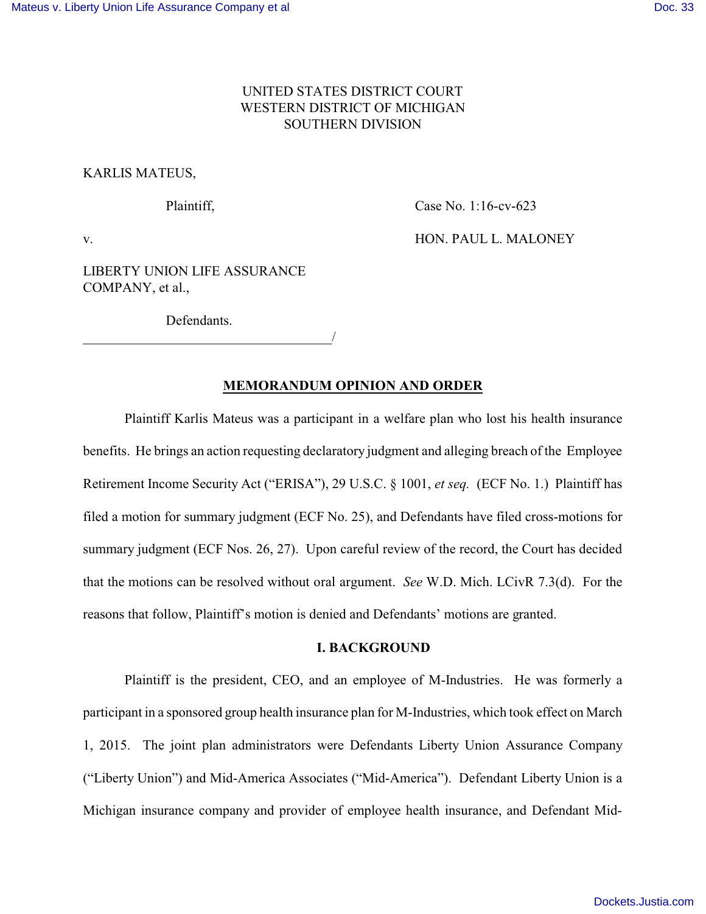UNITED STATES DISTRICT COURT
WESTERN DISTRICT OF MICHIGAN
SOUTHERN DIVISION

KARLIS MATEUS,

Plaintiff,

v.

LIBERTY UNION LIFE ASSURANCE COMPANY, et al.,

Defendants.

Case No. 1:16-cv-623

HON. PAUL L. MALONEY

## MEMORANDUM OPINION AND ORDER

Plaintiff Karlis Mateus was a participant in a welfare plan who lost his health insurance benefits. He brings an action requesting declaratory judgment and alleging breach of the Employee Retirement Income Security Act ("ERISA"), 29 U.S.C. § 1001, *et seq.* (ECF No. 1.) Plaintiff has filed a motion for summary judgment (ECF No. 25), and Defendants have filed cross-motions for summary judgment (ECF Nos. 26, 27). Upon careful review of the record, the Court has decided that the motions can be resolved without oral argument. *See* W.D. Mich. LCivR 7.3(d). For the reasons that follow, Plaintiff's motion is denied and Defendants' motions are granted.

### I. BACKGROUND

Plaintiff is the president, CEO, and an employee of M-Industries. He was formerly a participant in a sponsored group health insurance plan for M-Industries, which took effect on March 1, 2015. The joint plan administrators were Defendants Liberty Union Assurance Company ("Liberty Union") and Mid-America Associates ("Mid-America"). Defendant Liberty Union is a Michigan insurance company and provider of employee health insurance, and Defendant Mid-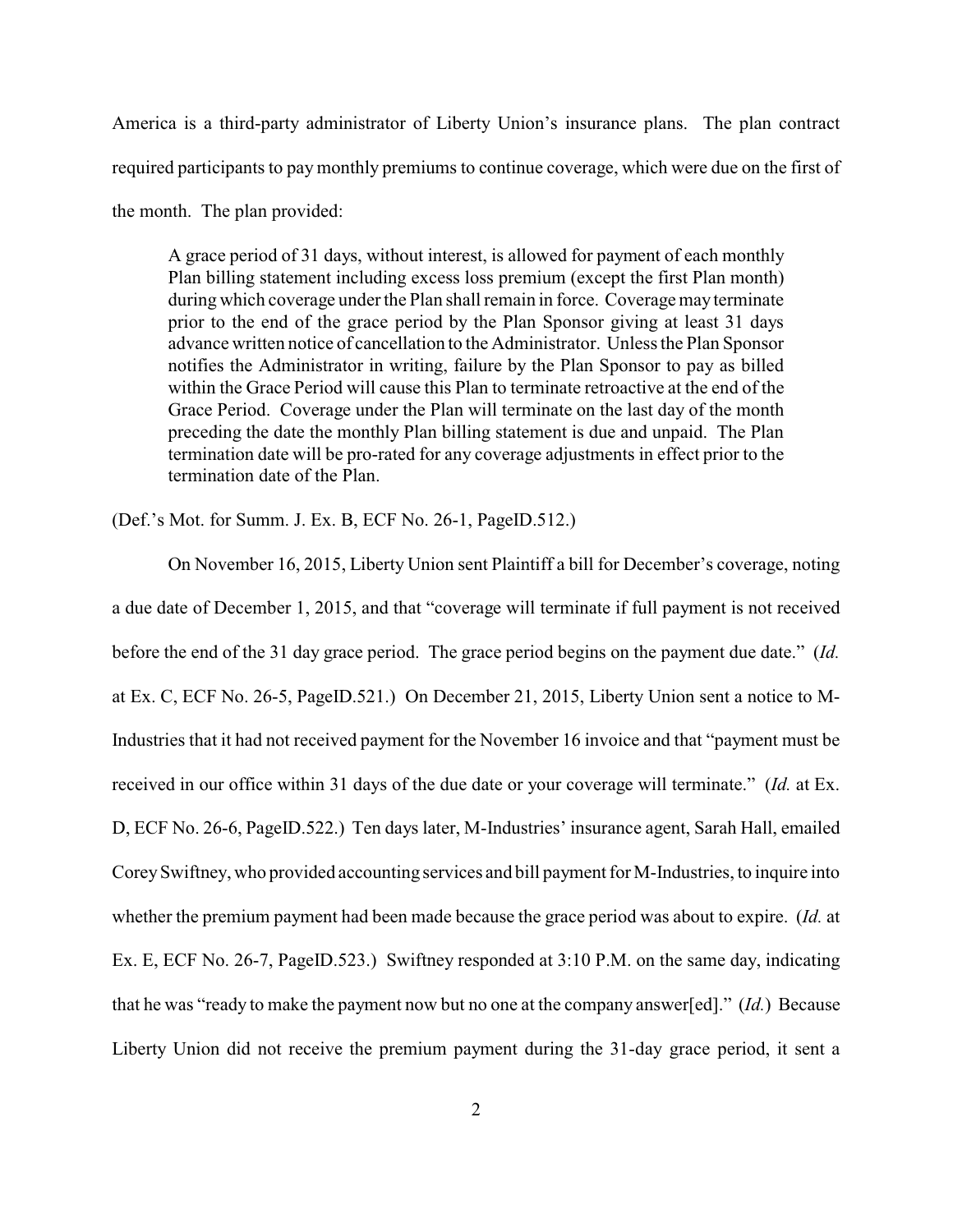America is a third-party administrator of Liberty Union's insurance plans. The plan contract required participants to pay monthly premiums to continue coverage, which were due on the first of the month. The plan provided:

> A grace period of 31 days, without interest, is allowed for payment of each monthly Plan billing statement including excess loss premium (except the first Plan month) during which coverage under the Plan shall remain in force. Coverage may terminate prior to the end of the grace period by the Plan Sponsor giving at least 31 days advance written notice of cancellation to the Administrator. Unless the Plan Sponsor notifies the Administrator in writing, failure by the Plan Sponsor to pay as billed within the Grace Period will cause this Plan to terminate retroactive at the end of the Grace Period. Coverage under the Plan will terminate on the last day of the month preceding the date the monthly Plan billing statement is due and unpaid. The Plan termination date will be pro-rated for any coverage adjustments in effect prior to the termination date of the Plan.

(Def.'s Mot. for Summ. J. Ex. B, ECF No. 26-1, PageID.512.)

On November 16, 2015, Liberty Union sent Plaintiff a bill for December's coverage, noting a due date of December 1, 2015, and that "coverage will terminate if full payment is not received before the end of the 31 day grace period. The grace period begins on the payment due date." (*Id.* at Ex. C, ECF No. 26-5, PageID.521.) On December 21, 2015, Liberty Union sent a notice to M-Industries that it had not received payment for the November 16 invoice and that "payment must be received in our office within 31 days of the due date or your coverage will terminate." (*Id.* at Ex. D, ECF No. 26-6, PageID.522.) Ten days later, M-Industries' insurance agent, Sarah Hall, emailed Corey Swiftney, who provided accounting services and bill payment for M-Industries, to inquire into whether the premium payment had been made because the grace period was about to expire. (*Id.* at Ex. E, ECF No. 26-7, PageID.523.) Swiftney responded at 3:10 P.M. on the same day, indicating that he was "ready to make the payment now but no one at the company answer[ed]." (*Id.*) Because Liberty Union did not receive the premium payment during the 31-day grace period, it sent a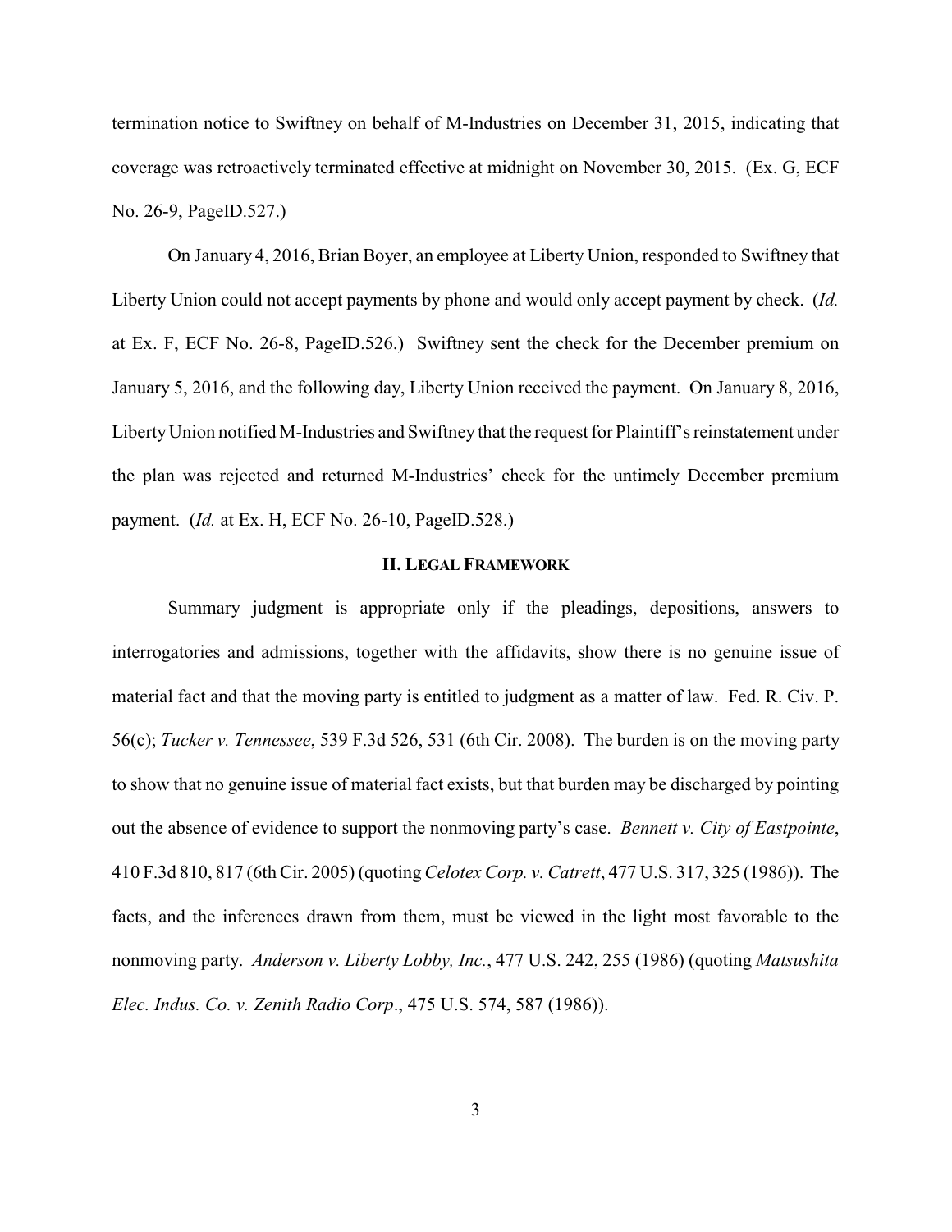termination notice to Swiftney on behalf of M-Industries on December 31, 2015, indicating that coverage was retroactively terminated effective at midnight on November 30, 2015. (Ex. G, ECF No. 26-9, PageID.527.)

On January 4, 2016, Brian Boyer, an employee at Liberty Union, responded to Swiftney that Liberty Union could not accept payments by phone and would only accept payment by check. (*Id.* at Ex. F, ECF No. 26-8, PageID.526.) Swiftney sent the check for the December premium on January 5, 2016, and the following day, Liberty Union received the payment. On January 8, 2016, Liberty Union notified M-Industries and Swiftney that the request for Plaintiff's reinstatement under the plan was rejected and returned M-Industries' check for the untimely December premium payment. (*Id.* at Ex. H, ECF No. 26-10, PageID.528.)

## II. LEGAL FRAMEWORK

Summary judgment is appropriate only if the pleadings, depositions, answers to interrogatories and admissions, together with the affidavits, show there is no genuine issue of material fact and that the moving party is entitled to judgment as a matter of law. Fed. R. Civ. P. 56(c); *Tucker v. Tennessee*, 539 F.3d 526, 531 (6th Cir. 2008). The burden is on the moving party to show that no genuine issue of material fact exists, but that burden may be discharged by pointing out the absence of evidence to support the nonmoving party's case. *Bennett v. City of Eastpointe*, 410 F.3d 810, 817 (6th Cir. 2005) (quoting *Celotex Corp. v. Catrett*, 477 U.S. 317, 325 (1986)). The facts, and the inferences drawn from them, must be viewed in the light most favorable to the nonmoving party. *Anderson v. Liberty Lobby, Inc.*, 477 U.S. 242, 255 (1986) (quoting *Matsushita Elec. Indus. Co. v. Zenith Radio Corp*., 475 U.S. 574, 587 (1986)).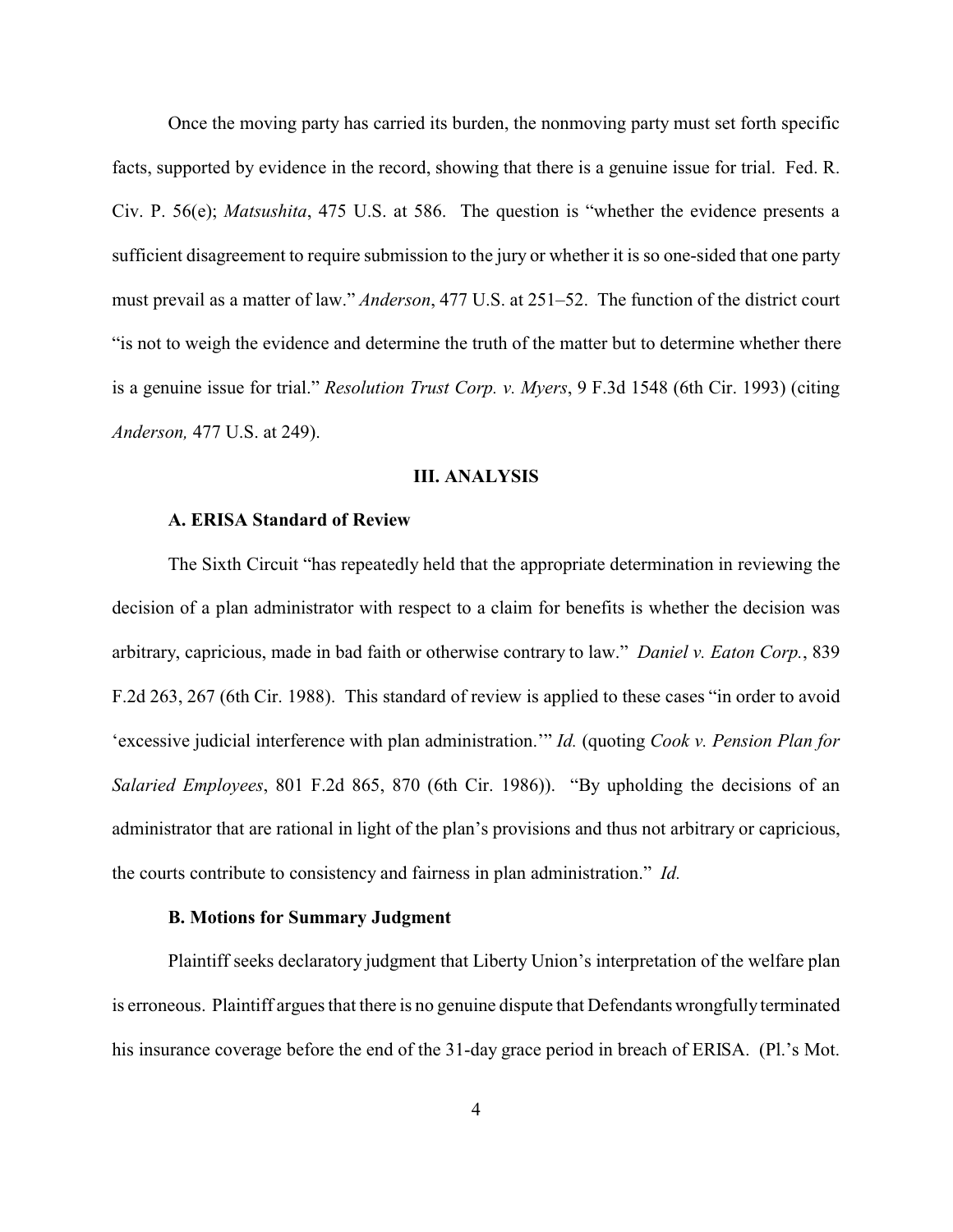Once the moving party has carried its burden, the nonmoving party must set forth specific facts, supported by evidence in the record, showing that there is a genuine issue for trial. Fed. R. Civ. P. 56(e); *Matsushita*, 475 U.S. at 586. The question is "whether the evidence presents a sufficient disagreement to require submission to the jury or whether it is so one-sided that one party must prevail as a matter of law." *Anderson*, 477 U.S. at 251–52. The function of the district court "is not to weigh the evidence and determine the truth of the matter but to determine whether there is a genuine issue for trial." *Resolution Trust Corp. v. Myers*, 9 F.3d 1548 (6th Cir. 1993) (citing *Anderson,* 477 U.S. at 249).

## III. ANALYSIS

### A. ERISA Standard of Review

The Sixth Circuit "has repeatedly held that the appropriate determination in reviewing the decision of a plan administrator with respect to a claim for benefits is whether the decision was arbitrary, capricious, made in bad faith or otherwise contrary to law." *Daniel v. Eaton Corp.*, 839 F.2d 263, 267 (6th Cir. 1988). This standard of review is applied to these cases "in order to avoid 'excessive judicial interference with plan administration.'" *Id.* (quoting *Cook v. Pension Plan for Salaried Employees*, 801 F.2d 865, 870 (6th Cir. 1986)). "By upholding the decisions of an administrator that are rational in light of the plan's provisions and thus not arbitrary or capricious, the courts contribute to consistency and fairness in plan administration." *Id.*

### B. Motions for Summary Judgment

Plaintiff seeks declaratory judgment that Liberty Union's interpretation of the welfare plan is erroneous. Plaintiff argues that there is no genuine dispute that Defendants wrongfully terminated his insurance coverage before the end of the 31-day grace period in breach of ERISA. (Pl.'s Mot.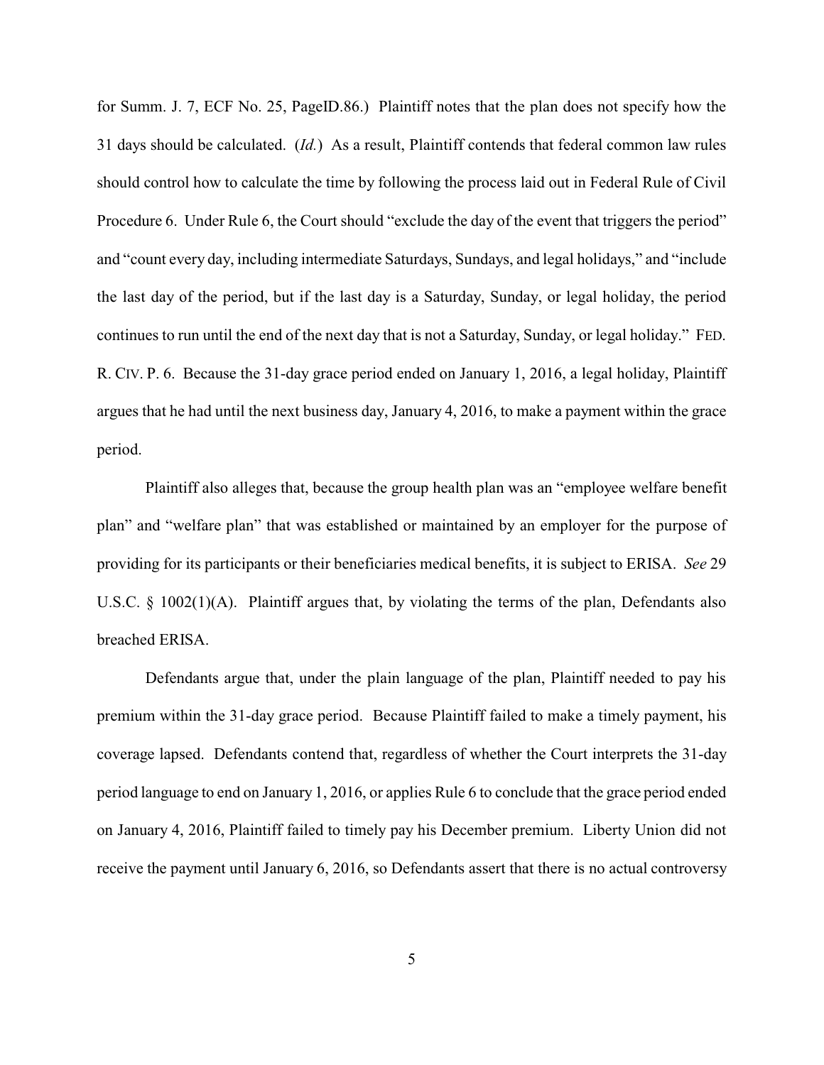for Summ. J. 7, ECF No. 25, PageID.86.) Plaintiff notes that the plan does not specify how the 31 days should be calculated. (*Id.*) As a result, Plaintiff contends that federal common law rules should control how to calculate the time by following the process laid out in Federal Rule of Civil Procedure 6. Under Rule 6, the Court should "exclude the day of the event that triggers the period" and "count every day, including intermediate Saturdays, Sundays, and legal holidays," and "include the last day of the period, but if the last day is a Saturday, Sunday, or legal holiday, the period continues to run until the end of the next day that is not a Saturday, Sunday, or legal holiday." FED. R. CIV. P. 6. Because the 31-day grace period ended on January 1, 2016, a legal holiday, Plaintiff argues that he had until the next business day, January 4, 2016, to make a payment within the grace period.

Plaintiff also alleges that, because the group health plan was an "employee welfare benefit plan" and "welfare plan" that was established or maintained by an employer for the purpose of providing for its participants or their beneficiaries medical benefits, it is subject to ERISA. *See* 29 U.S.C. § 1002(1)(A). Plaintiff argues that, by violating the terms of the plan, Defendants also breached ERISA.

Defendants argue that, under the plain language of the plan, Plaintiff needed to pay his premium within the 31-day grace period. Because Plaintiff failed to make a timely payment, his coverage lapsed. Defendants contend that, regardless of whether the Court interprets the 31-day period language to end on January 1, 2016, or applies Rule 6 to conclude that the grace period ended on January 4, 2016, Plaintiff failed to timely pay his December premium. Liberty Union did not receive the payment until January 6, 2016, so Defendants assert that there is no actual controversy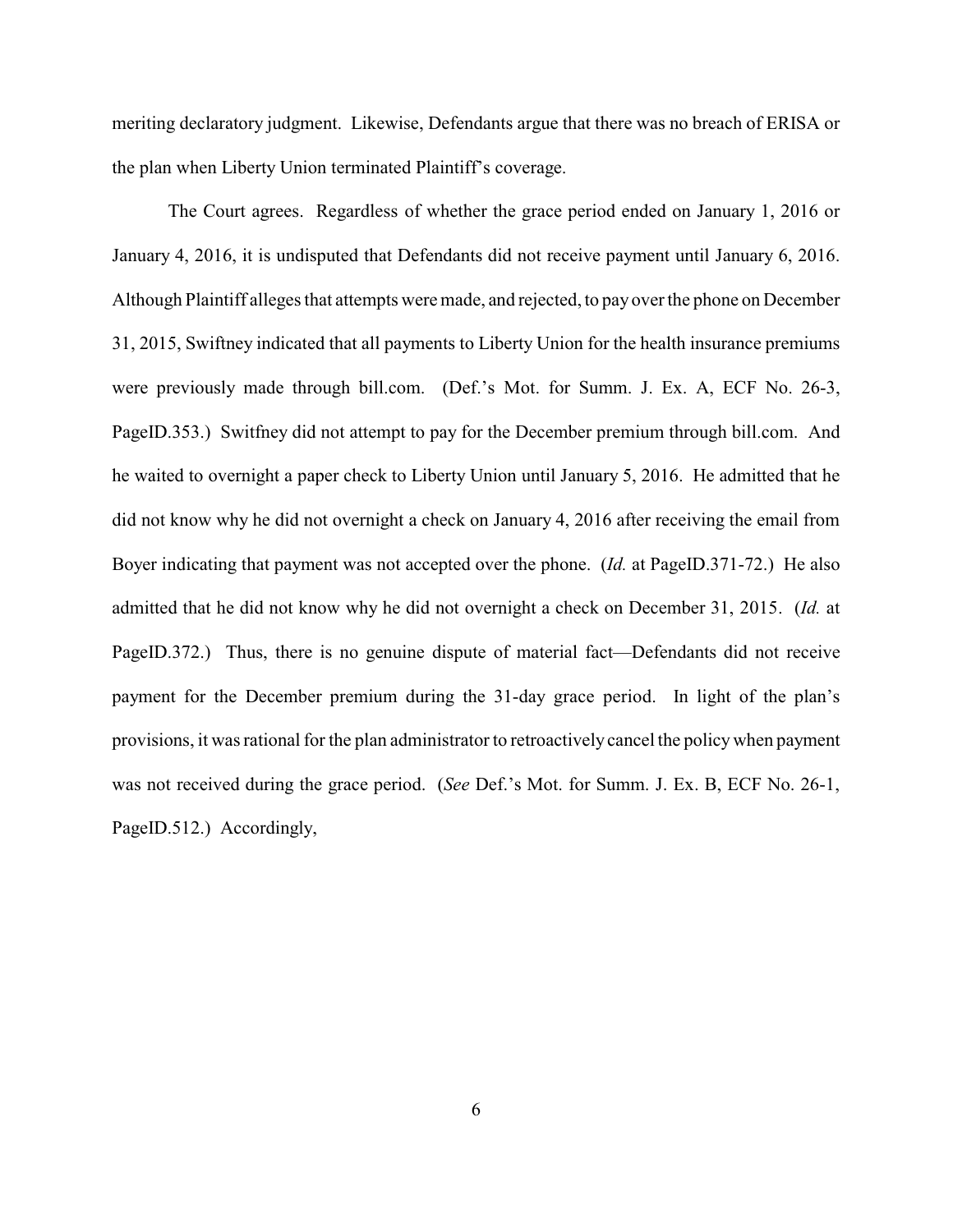meriting declaratory judgment. Likewise, Defendants argue that there was no breach of ERISA or the plan when Liberty Union terminated Plaintiff's coverage.

The Court agrees. Regardless of whether the grace period ended on January 1, 2016 or January 4, 2016, it is undisputed that Defendants did not receive payment until January 6, 2016. Although Plaintiff alleges that attempts were made, and rejected, to pay over the phone on December 31, 2015, Swiftney indicated that all payments to Liberty Union for the health insurance premiums were previously made through bill.com. (Def.'s Mot. for Summ. J. Ex. A, ECF No. 26-3, PageID.353.) Switfney did not attempt to pay for the December premium through bill.com. And he waited to overnight a paper check to Liberty Union until January 5, 2016. He admitted that he did not know why he did not overnight a check on January 4, 2016 after receiving the email from Boyer indicating that payment was not accepted over the phone. (*Id.* at PageID.371-72.) He also admitted that he did not know why he did not overnight a check on December 31, 2015. (*Id.* at PageID.372.) Thus, there is no genuine dispute of material fact—Defendants did not receive payment for the December premium during the 31-day grace period. In light of the plan's provisions, it was rational for the plan administrator to retroactively cancel the policy when payment was not received during the grace period. (*See* Def.'s Mot. for Summ. J. Ex. B, ECF No. 26-1, PageID.512.) Accordingly,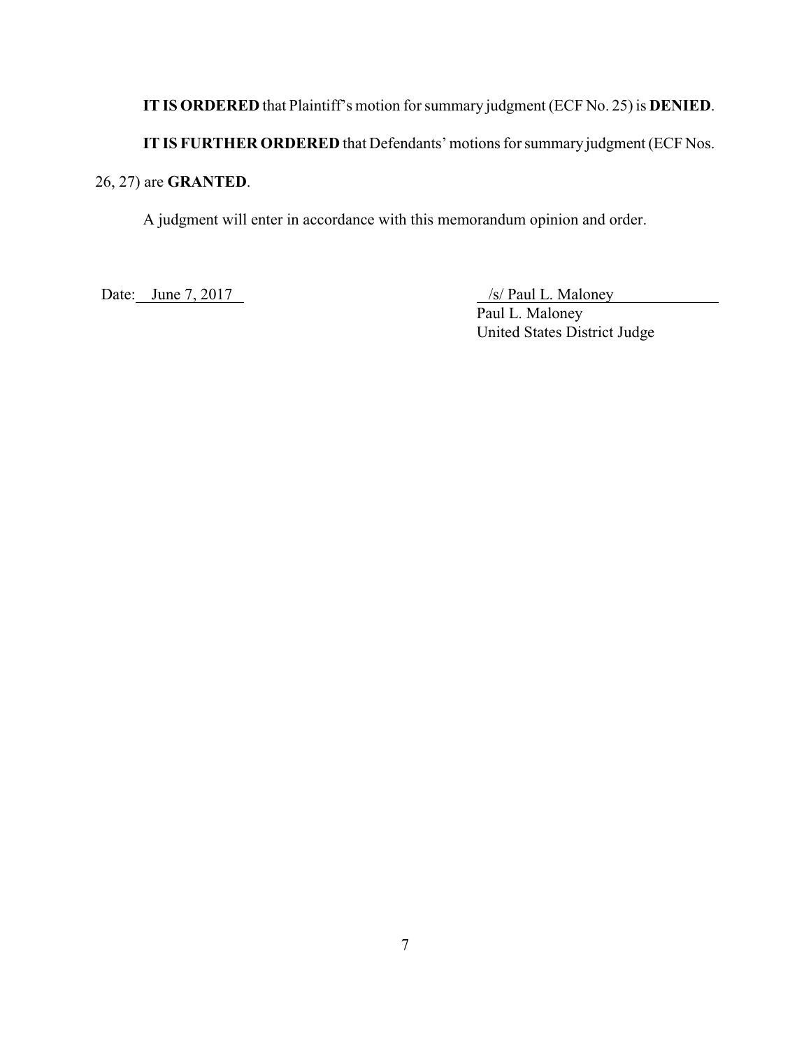**IT IS ORDERED** that Plaintiff's motion for summary judgment (ECF No. 25) is **DENIED**.

**IT IS FURTHER ORDERED** that Defendants' motions for summary judgment (ECF Nos. 26, 27) are **GRANTED**.

A judgment will enter in accordance with this memorandum opinion and order.

Date: June 7, 2017

/s/ Paul L. Maloney
Paul L. Maloney
United States District Judge